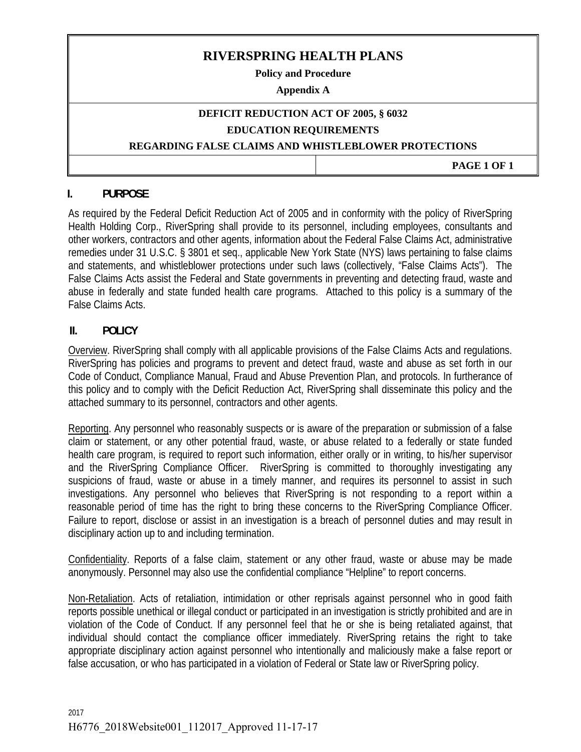# RIVERSPRING HEALTH PLANS

**Policy and Procedure**

**Appendix A**

**DEFICIT REDUCTION ACT OF 2005, § 6032**

**EDUCATION REQUIREMENTS**

**REGARDING FALSE CLAIMS AND WHISTLEBLOWER PROTECTIONS**

## I. PURPOSE

As required by the Federal Deficit Reduction Act of 2005 and in conformity with the policy of RiverSpring Health Holding Corp., RiverSpring shall provide to its personnel, including employees, consultants and other workers, contractors and other agents, information about the Federal False Claims Act, administrative remedies under 31 U.S.C. § 3801 et seq., applicable New York State (NYS) laws pertaining to false claims and statements, and whistleblower protections under such laws (collectively, "False Claims Acts"). The False Claims Acts assist the Federal and State governments in preventing and detecting fraud, waste and abuse in federally and state funded health care programs. Attached to this policy is a summary of the False Claims Acts.

## II. POLICY

Overview. RiverSpring shall comply with all applicable provisions of the False Claims Acts and regulations. RiverSpring has policies and programs to prevent and detect fraud, waste and abuse as set forth in our Code of Conduct, Compliance Manual, Fraud and Abuse Prevention Plan, and protocols. In furtherance of this policy and to comply with the Deficit Reduction Act, RiverSpring shall disseminate this policy and the attached summary to its personnel, contractors and other agents.

Reporting. Any personnel who reasonably suspects or is aware of the preparation or submission of a false claim or statement, or any other potential fraud, waste, or abuse related to a federally or state funded health care program, is required to report such information, either orally or in writing, to his/her supervisor and the RiverSpring Compliance Officer. RiverSpring is committed to thoroughly investigating any suspicions of fraud, waste or abuse in a timely manner, and requires its personnel to assist in such investigations. Any personnel who believes that RiverSpring is not responding to a report within a reasonable period of time has the right to bring these concerns to the RiverSpring Compliance Officer. Failure to report, disclose or assist in an investigation is a breach of personnel duties and may result in disciplinary action up to and including termination.

Confidentiality. Reports of a false claim, statement or any other fraud, waste or abuse may be made anonymously. Personnel may also use the confidential compliance "Helpline" to report concerns.

Non-Retaliation. Acts of retaliation, intimidation or other reprisals against personnel who in good faith reports possible unethical or illegal conduct or participated in an investigation is strictly prohibited and are in violation of the Code of Conduct. If any personnel feel that he or she is being retaliated against, that individual should contact the compliance officer immediately. RiverSpring retains the right to take appropriate disciplinary action against personnel who intentionally and maliciously make a false report or false accusation, or who has participated in a violation of Federal or State law or RiverSpring policy.

2017

H6776_2018Website001_112017_Approved 11-17-17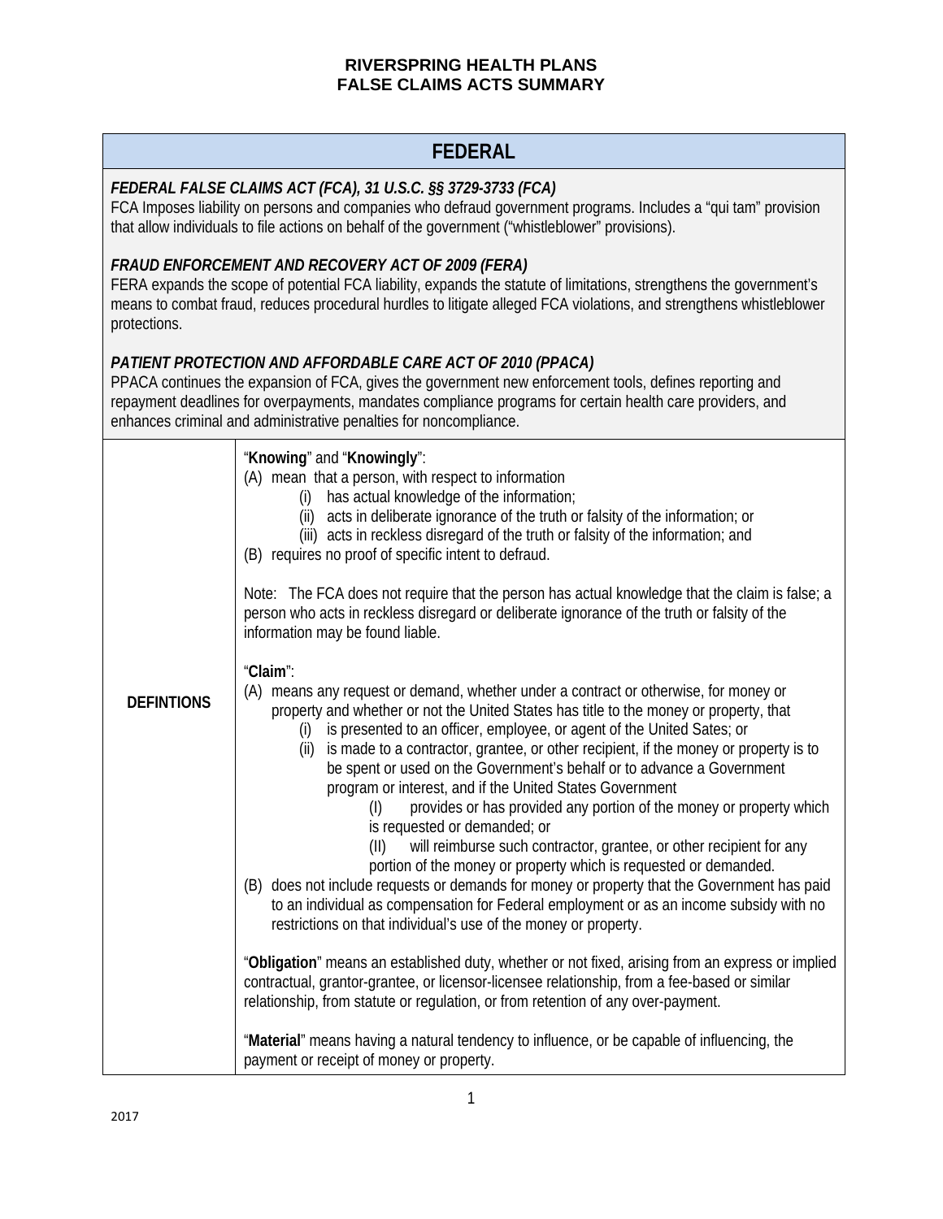**RIVERSPRING HEALTH PLANS**
**FALSE CLAIMS ACTS SUMMARY**

## FEDERAL

***FEDERAL FALSE CLAIMS ACT (FCA), 31 U.S.C. §§ 3729-3733 (FCA)***
FCA Imposes liability on persons and companies who defraud government programs. Includes a "qui tam" provision that allow individuals to file actions on behalf of the government ("whistleblower" provisions).

***FRAUD ENFORCEMENT AND RECOVERY ACT OF 2009 (FERA)***
FERA expands the scope of potential FCA liability, expands the statute of limitations, strengthens the government's means to combat fraud, reduces procedural hurdles to litigate alleged FCA violations, and strengthens whistleblower protections.

***PATIENT PROTECTION AND AFFORDABLE CARE ACT OF 2010 (PPACA)***
PPACA continues the expansion of FCA, gives the government new enforcement tools, defines reporting and repayment deadlines for overpayments, mandates compliance programs for certain health care providers, and enhances criminal and administrative penalties for noncompliance.

| | |
|---|---|
| **DEFINTIONS** | "**Knowing**" and "**Knowingly**":<br>(A) mean that a person, with respect to information<br>(i) has actual knowledge of the information;<br>(ii) acts in deliberate ignorance of the truth or falsity of the information; or<br>(iii) acts in reckless disregard of the truth or falsity of the information; and<br>(B) requires no proof of specific intent to defraud.<br><br>Note: The FCA does not require that the person has actual knowledge that the claim is false; a person who acts in reckless disregard or deliberate ignorance of the truth or falsity of the information may be found liable.<br><br>"**Claim**":<br>(A) means any request or demand, whether under a contract or otherwise, for money or property and whether or not the United States has title to the money or property, that<br>(i) is presented to an officer, employee, or agent of the United Sates; or<br>(ii) is made to a contractor, grantee, or other recipient, if the money or property is to be spent or used on the Government's behalf or to advance a Government program or interest, and if the United States Government<br>(I) provides or has provided any portion of the money or property which is requested or demanded; or<br>(II) will reimburse such contractor, grantee, or other recipient for any portion of the money or property which is requested or demanded.<br>(B) does not include requests or demands for money or property that the Government has paid to an individual as compensation for Federal employment or as an income subsidy with no restrictions on that individual's use of the money or property.<br><br>"**Obligation**" means an established duty, whether or not fixed, arising from an express or implied contractual, grantor-grantee, or licensor-licensee relationship, from a fee-based or similar relationship, from statute or regulation, or from retention of any over-payment.<br><br>"**Material**" means having a natural tendency to influence, or be capable of influencing, the payment or receipt of money or property. |

2017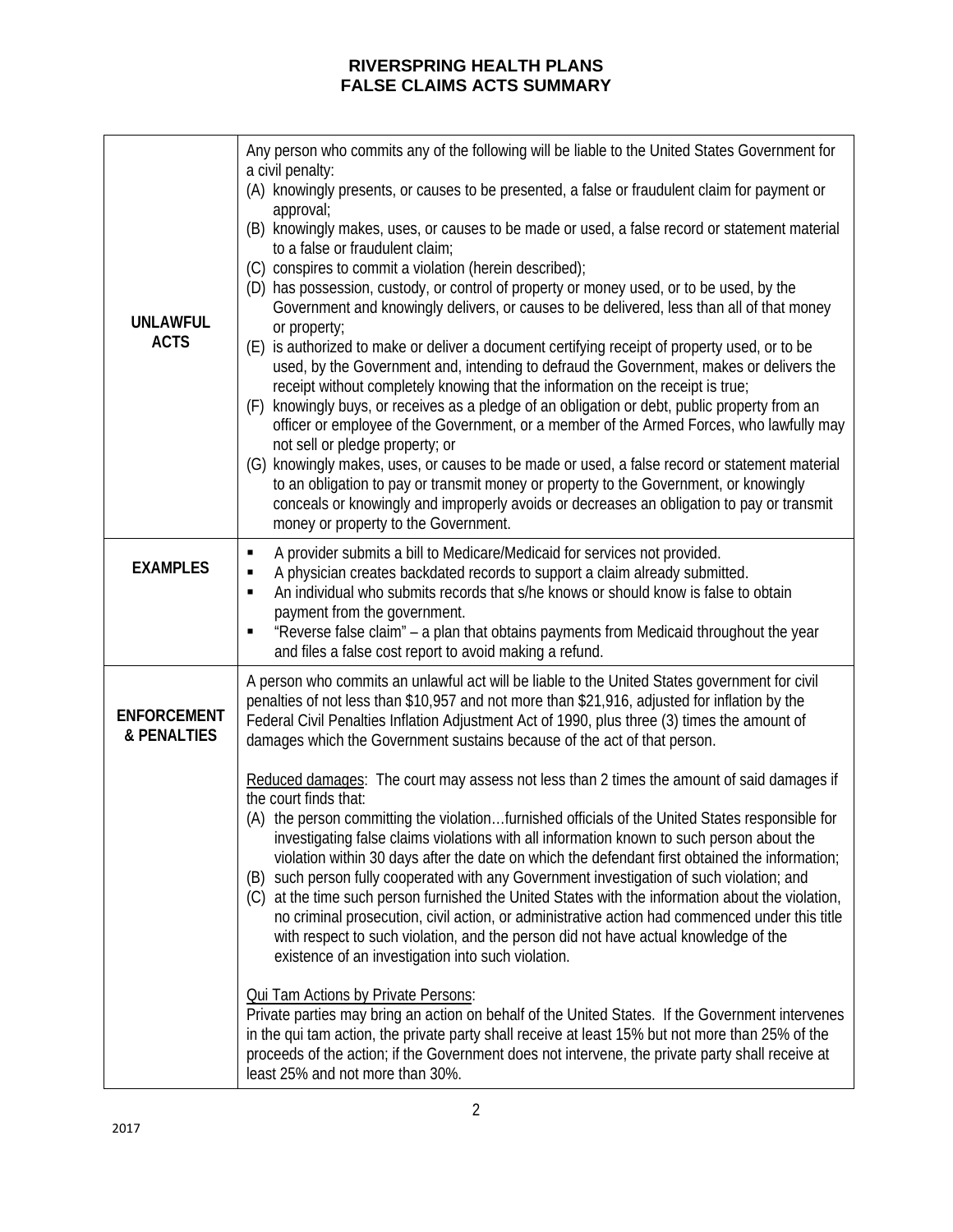# RIVERSPRING HEALTH PLANS
## FALSE CLAIMS ACTS SUMMARY

| | |
|---|---|
| **UNLAWFUL ACTS** | Any person who commits any of the following will be liable to the United States Government for a civil penalty:<br>(A) knowingly presents, or causes to be presented, a false or fraudulent claim for payment or approval;<br>(B) knowingly makes, uses, or causes to be made or used, a false record or statement material to a false or fraudulent claim;<br>(C) conspires to commit a violation (herein described);<br>(D) has possession, custody, or control of property or money used, or to be used, by the Government and knowingly delivers, or causes to be delivered, less than all of that money or property;<br>(E) is authorized to make or deliver a document certifying receipt of property used, or to be used, by the Government and, intending to defraud the Government, makes or delivers the receipt without completely knowing that the information on the receipt is true;<br>(F) knowingly buys, or receives as a pledge of an obligation or debt, public property from an officer or employee of the Government, or a member of the Armed Forces, who lawfully may not sell or pledge property; or<br>(G) knowingly makes, uses, or causes to be made or used, a false record or statement material to an obligation to pay or transmit money or property to the Government, or knowingly conceals or knowingly and improperly avoids or decreases an obligation to pay or transmit money or property to the Government. |
| **EXAMPLES** | ▪ A provider submits a bill to Medicare/Medicaid for services not provided.<br>▪ A physician creates backdated records to support a claim already submitted.<br>▪ An individual who submits records that s/he knows or should know is false to obtain payment from the government.<br>▪ "Reverse false claim" – a plan that obtains payments from Medicaid throughout the year and files a false cost report to avoid making a refund. |
| **ENFORCEMENT & PENALTIES** | A person who commits an unlawful act will be liable to the United States government for civil penalties of not less than $10,957 and not more than $21,916, adjusted for inflation by the Federal Civil Penalties Inflation Adjustment Act of 1990, plus three (3) times the amount of damages which the Government sustains because of the act of that person.<br><br><u>Reduced damages</u>: The court may assess not less than 2 times the amount of said damages if the court finds that:<br>(A) the person committing the violation…furnished officials of the United States responsible for investigating false claims violations with all information known to such person about the violation within 30 days after the date on which the defendant first obtained the information;<br>(B) such person fully cooperated with any Government investigation of such violation; and<br>(C) at the time such person furnished the United States with the information about the violation, no criminal prosecution, civil action, or administrative action had commenced under this title with respect to such violation, and the person did not have actual knowledge of the existence of an investigation into such violation.<br><br><u>Qui Tam Actions by Private Persons</u>:<br>Private parties may bring an action on behalf of the United States. If the Government intervenes in the qui tam action, the private party shall receive at least 15% but not more than 25% of the proceeds of the action; if the Government does not intervene, the private party shall receive at least 25% and not more than 30%. |

2017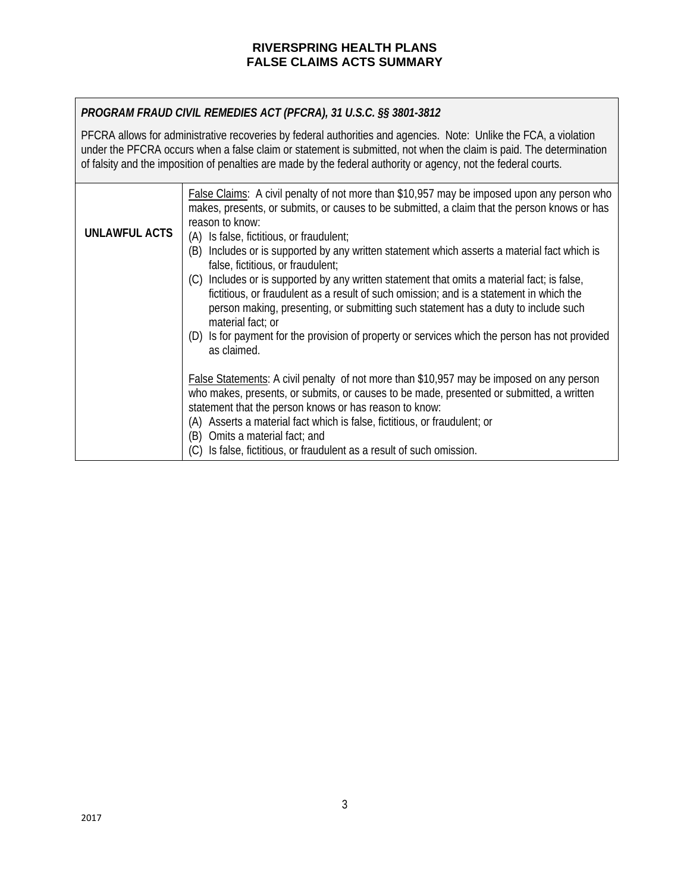# RIVERSPRING HEALTH PLANS
# FALSE CLAIMS ACTS SUMMARY

| ***PROGRAM FRAUD CIVIL REMEDIES ACT (PFCRA), 31 U.S.C. §§ 3801-3812*** <br><br> PFCRA allows for administrative recoveries by federal authorities and agencies. Note: Unlike the FCA, a violation under the PFCRA occurs when a false claim or statement is submitted, not when the claim is paid. The determination of falsity and the imposition of penalties are made by the federal authority or agency, not the federal courts. | |
|---|---|
| **UNLAWFUL ACTS** | <u>False Claims</u>: A civil penalty of not more than $10,957 may be imposed upon any person who makes, presents, or submits, or causes to be submitted, a claim that the person knows or has reason to know:<br>(A) Is false, fictitious, or fraudulent;<br>(B) Includes or is supported by any written statement which asserts a material fact which is false, fictitious, or fraudulent;<br>(C) Includes or is supported by any written statement that omits a material fact; is false, fictitious, or fraudulent as a result of such omission; and is a statement in which the person making, presenting, or submitting such statement has a duty to include such material fact; or<br>(D) Is for payment for the provision of property or services which the person has not provided as claimed.<br><br><u>False Statements</u>: A civil penalty of not more than $10,957 may be imposed on any person who makes, presents, or submits, or causes to be made, presented or submitted, a written statement that the person knows or has reason to know:<br>(A) Asserts a material fact which is false, fictitious, or fraudulent; or<br>(B) Omits a material fact; and<br>(C) Is false, fictitious, or fraudulent as a result of such omission. |

2017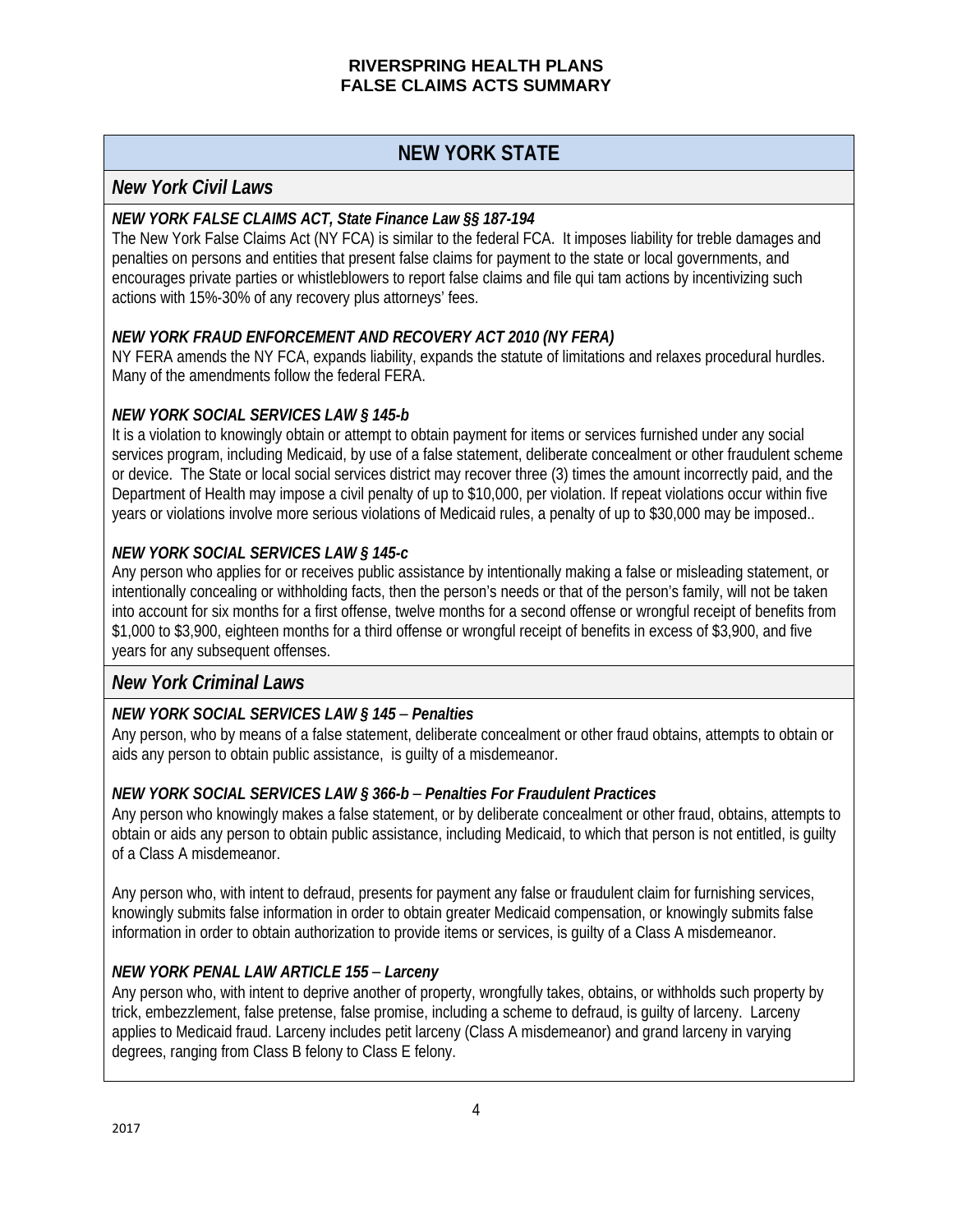# RIVERSPRING HEALTH PLANS
# FALSE CLAIMS ACTS SUMMARY

## NEW YORK STATE

### *New York Civil Laws*

***NEW YORK FALSE CLAIMS ACT, State Finance Law §§ 187-194***

The New York False Claims Act (NY FCA) is similar to the federal FCA. It imposes liability for treble damages and penalties on persons and entities that present false claims for payment to the state or local governments, and encourages private parties or whistleblowers to report false claims and file qui tam actions by incentivizing such actions with 15%-30% of any recovery plus attorneys' fees.

***NEW YORK FRAUD ENFORCEMENT AND RECOVERY ACT 2010 (NY FERA)***

NY FERA amends the NY FCA, expands liability, expands the statute of limitations and relaxes procedural hurdles. Many of the amendments follow the federal FERA.

***NEW YORK SOCIAL SERVICES LAW § 145-b***

It is a violation to knowingly obtain or attempt to obtain payment for items or services furnished under any social services program, including Medicaid, by use of a false statement, deliberate concealment or other fraudulent scheme or device. The State or local social services district may recover three (3) times the amount incorrectly paid, and the Department of Health may impose a civil penalty of up to $10,000, per violation. If repeat violations occur within five years or violations involve more serious violations of Medicaid rules, a penalty of up to $30,000 may be imposed..

***NEW YORK SOCIAL SERVICES LAW § 145-c***

Any person who applies for or receives public assistance by intentionally making a false or misleading statement, or intentionally concealing or withholding facts, then the person's needs or that of the person's family, will not be taken into account for six months for a first offense, twelve months for a second offense or wrongful receipt of benefits from $1,000 to $3,900, eighteen months for a third offense or wrongful receipt of benefits in excess of $3,900, and five years for any subsequent offenses.

### *New York Criminal Laws*

***NEW YORK SOCIAL SERVICES LAW § 145 – Penalties***

Any person, who by means of a false statement, deliberate concealment or other fraud obtains, attempts to obtain or aids any person to obtain public assistance, is guilty of a misdemeanor.

***NEW YORK SOCIAL SERVICES LAW § 366-b – Penalties For Fraudulent Practices***

Any person who knowingly makes a false statement, or by deliberate concealment or other fraud, obtains, attempts to obtain or aids any person to obtain public assistance, including Medicaid, to which that person is not entitled, is guilty of a Class A misdemeanor.

Any person who, with intent to defraud, presents for payment any false or fraudulent claim for furnishing services, knowingly submits false information in order to obtain greater Medicaid compensation, or knowingly submits false information in order to obtain authorization to provide items or services, is guilty of a Class A misdemeanor.

***NEW YORK PENAL LAW ARTICLE 155 – Larceny***

Any person who, with intent to deprive another of property, wrongfully takes, obtains, or withholds such property by trick, embezzlement, false pretense, false promise, including a scheme to defraud, is guilty of larceny. Larceny applies to Medicaid fraud. Larceny includes petit larceny (Class A misdemeanor) and grand larceny in varying degrees, ranging from Class B felony to Class E felony.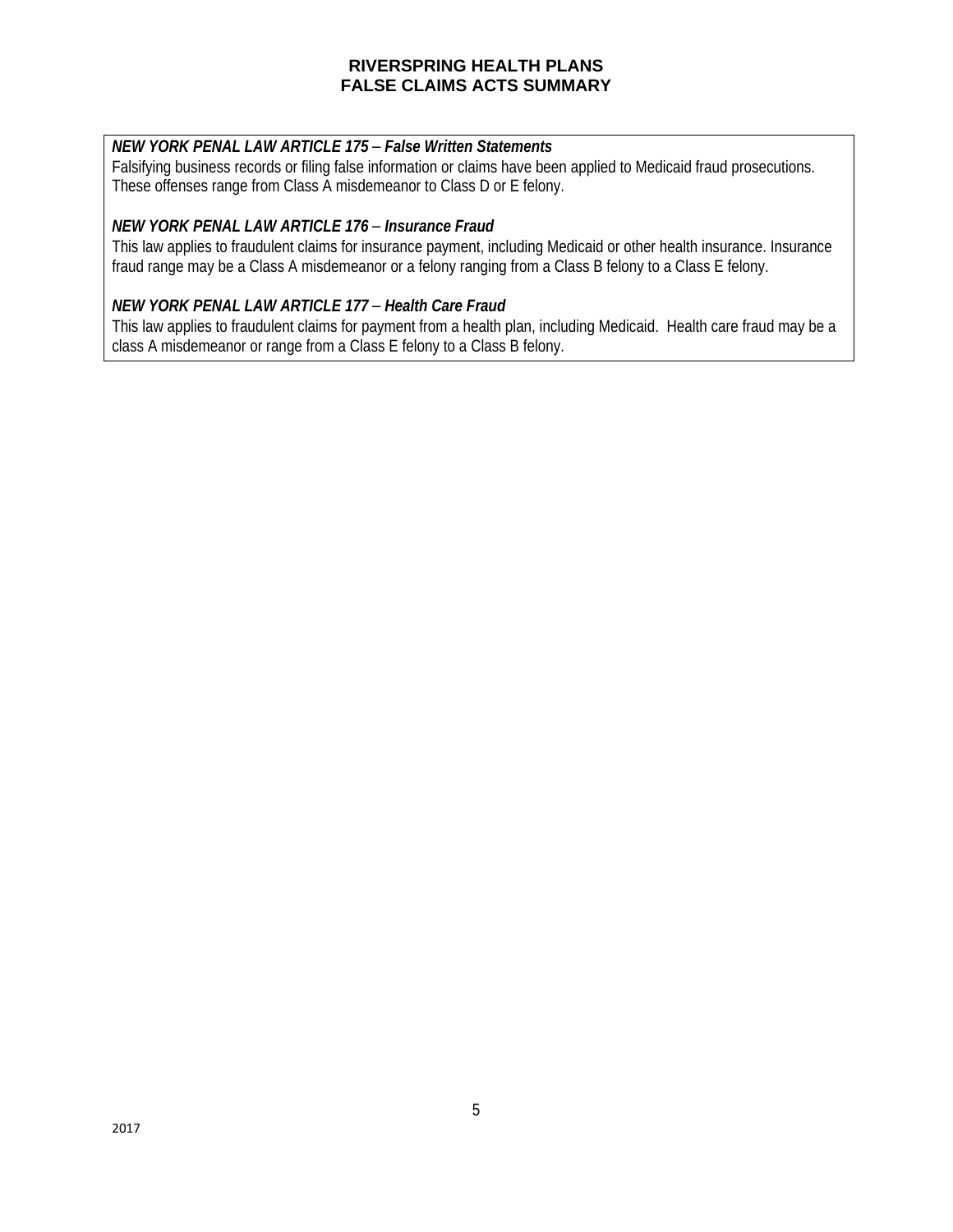# RIVERSPRING HEALTH PLANS
# FALSE CLAIMS ACTS SUMMARY

***NEW YORK PENAL LAW ARTICLE 175 – False Written Statements***

Falsifying business records or filing false information or claims have been applied to Medicaid fraud prosecutions. These offenses range from Class A misdemeanor to Class D or E felony.

***NEW YORK PENAL LAW ARTICLE 176 – Insurance Fraud***

This law applies to fraudulent claims for insurance payment, including Medicaid or other health insurance. Insurance fraud range may be a Class A misdemeanor or a felony ranging from a Class B felony to a Class E felony.

***NEW YORK PENAL LAW ARTICLE 177 – Health Care Fraud***

This law applies to fraudulent claims for payment from a health plan, including Medicaid. Health care fraud may be a class A misdemeanor or range from a Class E felony to a Class B felony.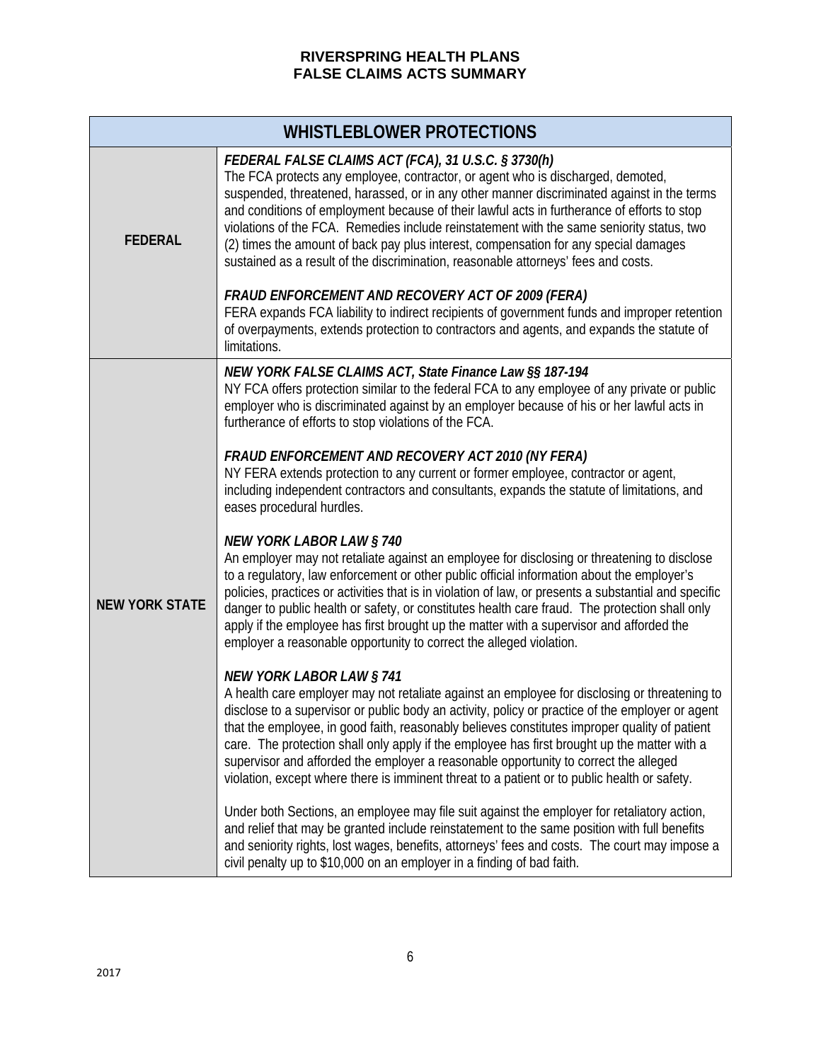| WHISTLEBLOWER PROTECTIONS | |
|---|---|
| **FEDERAL** | ***FEDERAL FALSE CLAIMS ACT (FCA), 31 U.S.C. § 3730(h)***<br>The FCA protects any employee, contractor, or agent who is discharged, demoted, suspended, threatened, harassed, or in any other manner discriminated against in the terms and conditions of employment because of their lawful acts in furtherance of efforts to stop violations of the FCA. Remedies include reinstatement with the same seniority status, two (2) times the amount of back pay plus interest, compensation for any special damages sustained as a result of the discrimination, reasonable attorneys' fees and costs.<br><br>***FRAUD ENFORCEMENT AND RECOVERY ACT OF 2009 (FERA)***<br>FERA expands FCA liability to indirect recipients of government funds and improper retention of overpayments, extends protection to contractors and agents, and expands the statute of limitations. |
| **NEW YORK STATE** | ***NEW YORK FALSE CLAIMS ACT, State Finance Law §§ 187-194***<br>NY FCA offers protection similar to the federal FCA to any employee of any private or public employer who is discriminated against by an employer because of his or her lawful acts in furtherance of efforts to stop violations of the FCA.<br><br>***FRAUD ENFORCEMENT AND RECOVERY ACT 2010 (NY FERA)***<br>NY FERA extends protection to any current or former employee, contractor or agent, including independent contractors and consultants, expands the statute of limitations, and eases procedural hurdles.<br><br>***NEW YORK LABOR LAW § 740***<br>An employer may not retaliate against an employee for disclosing or threatening to disclose to a regulatory, law enforcement or other public official information about the employer's policies, practices or activities that is in violation of law, or presents a substantial and specific danger to public health or safety, or constitutes health care fraud. The protection shall only apply if the employee has first brought up the matter with a supervisor and afforded the employer a reasonable opportunity to correct the alleged violation.<br><br>***NEW YORK LABOR LAW § 741***<br>A health care employer may not retaliate against an employee for disclosing or threatening to disclose to a supervisor or public body an activity, policy or practice of the employer or agent that the employee, in good faith, reasonably believes constitutes improper quality of patient care. The protection shall only apply if the employee has first brought up the matter with a supervisor and afforded the employer a reasonable opportunity to correct the alleged violation, except where there is imminent threat to a patient or to public health or safety.<br><br>Under both Sections, an employee may file suit against the employer for retaliatory action, and relief that may be granted include reinstatement to the same position with full benefits and seniority rights, lost wages, benefits, attorneys' fees and costs. The court may impose a civil penalty up to $10,000 on an employer in a finding of bad faith. |